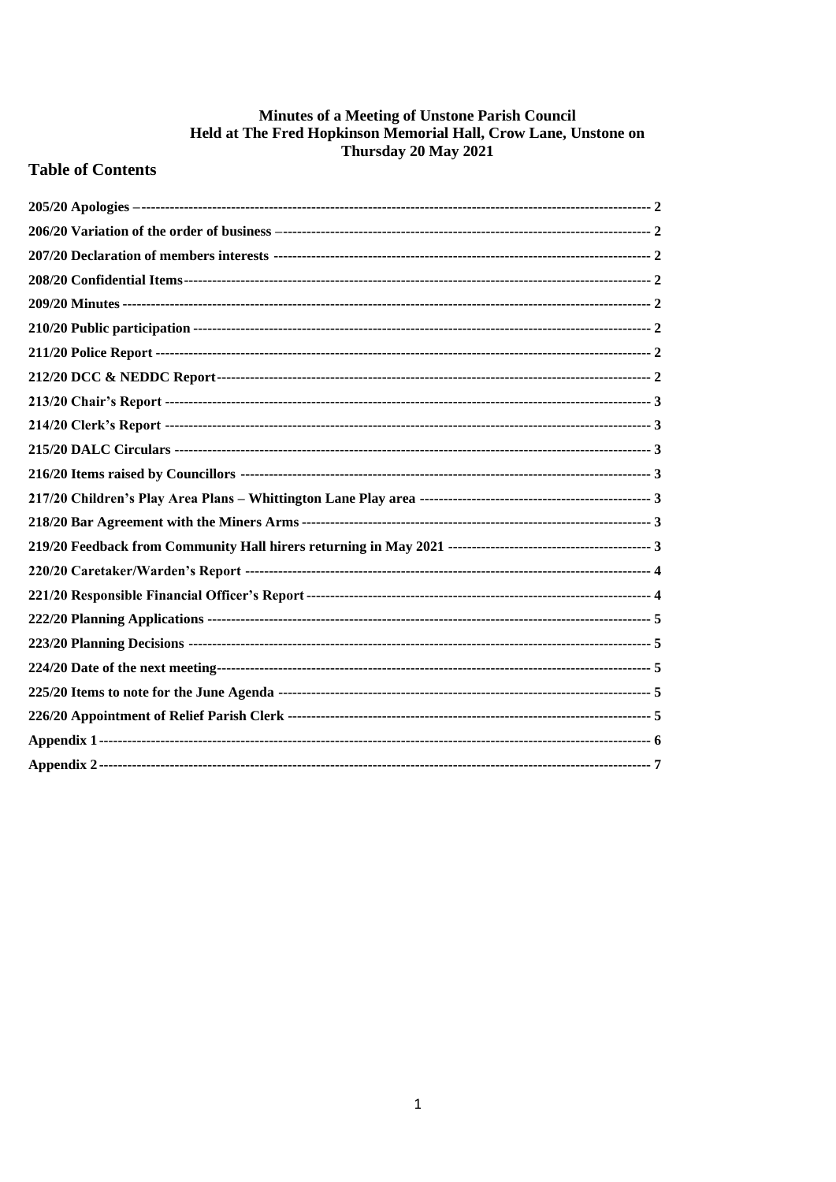# Minutes of a Meeting of Unstone Parish Council
## Held at The Fred Hopkinson Memorial Hall, Crow Lane, Unstone on
## Thursday 20 May 2021

## Table of Contents

- **205/20 Apologies** – 2
- **206/20 Variation of the order of business** – 2
- **207/20 Declaration of members interests** – 2
- **208/20 Confidential Items** – 2
- **209/20 Minutes** – 2
- **210/20 Public participation** – 2
- **211/20 Police Report** – 2
- **212/20 DCC & NEDDC Report** – 2
- **213/20 Chair's Report** – 3
- **214/20 Clerk's Report** – 3
- **215/20 DALC Circulars** – 3
- **216/20 Items raised by Councillors** – 3
- **217/20 Children's Play Area Plans – Whittington Lane Play area** – 3
- **218/20 Bar Agreement with the Miners Arms** – 3
- **219/20 Feedback from Community Hall hirers returning in May 2021** – 3
- **220/20 Caretaker/Warden's Report** – 4
- **221/20 Responsible Financial Officer's Report** – 4
- **222/20 Planning Applications** – 5
- **223/20 Planning Decisions** – 5
- **224/20 Date of the next meeting** – 5
- **225/20 Items to note for the June Agenda** – 5
- **226/20 Appointment of Relief Parish Clerk** – 5
- **Appendix 1** – 6
- **Appendix 2** – 7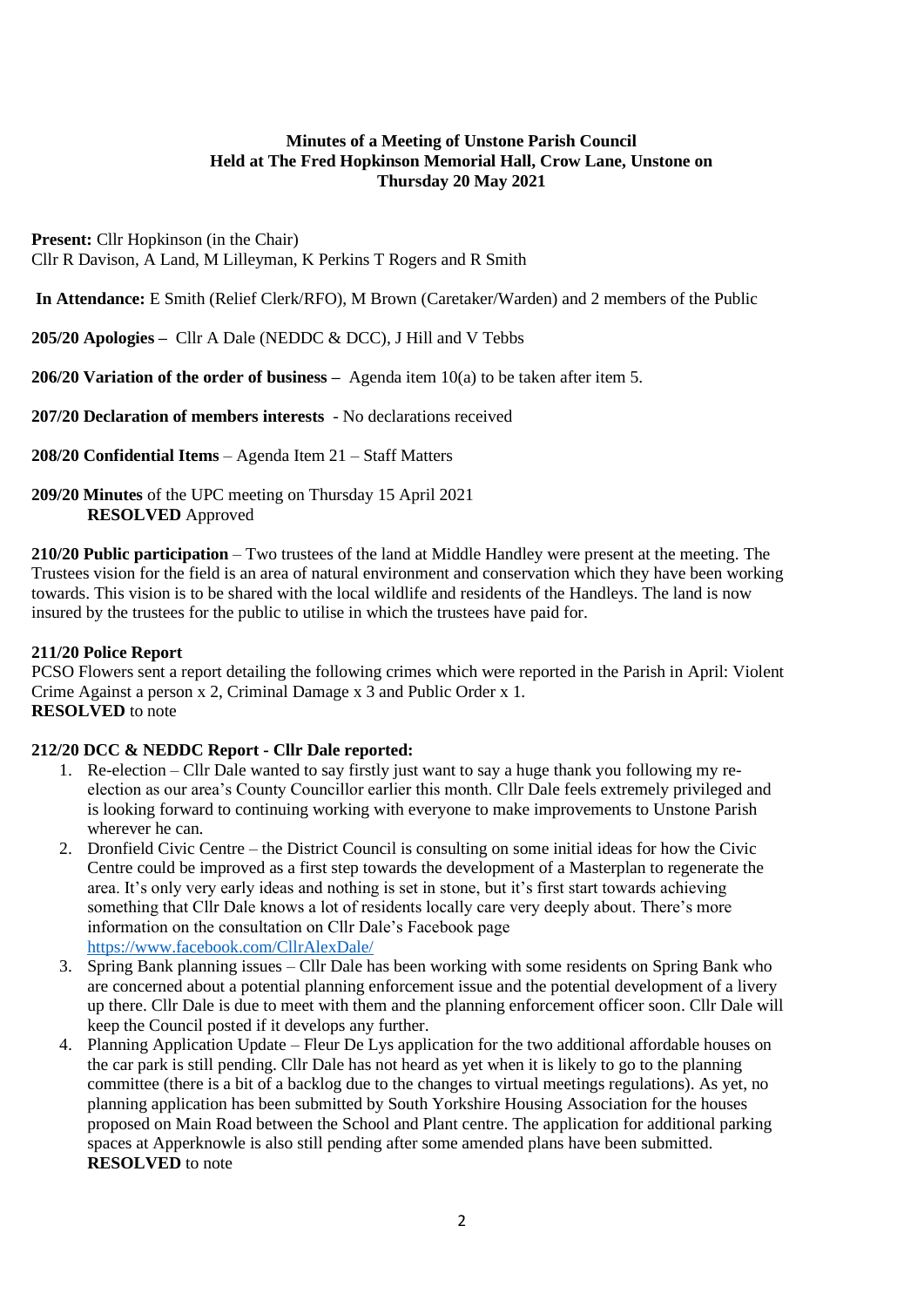**Minutes of a Meeting of Unstone Parish Council**
**Held at The Fred Hopkinson Memorial Hall, Crow Lane, Unstone on**
**Thursday 20 May 2021**

**Present:** Cllr Hopkinson (in the Chair)
Cllr R Davison, A Land, M Lilleyman, K Perkins T Rogers and R Smith

**In Attendance:** E Smith (Relief Clerk/RFO), M Brown (Caretaker/Warden) and 2 members of the Public

**205/20 Apologies –** Cllr A Dale (NEDDC & DCC), J Hill and V Tebbs

**206/20 Variation of the order of business –** Agenda item 10(a) to be taken after item 5.

**207/20 Declaration of members interests** - No declarations received

**208/20 Confidential Items** – Agenda Item 21 – Staff Matters

**209/20 Minutes** of the UPC meeting on Thursday 15 April 2021
**RESOLVED** Approved

**210/20 Public participation** – Two trustees of the land at Middle Handley were present at the meeting. The Trustees vision for the field is an area of natural environment and conservation which they have been working towards. This vision is to be shared with the local wildlife and residents of the Handleys. The land is now insured by the trustees for the public to utilise in which the trustees have paid for.

**211/20 Police Report**
PCSO Flowers sent a report detailing the following crimes which were reported in the Parish in April: Violent Crime Against a person x 2, Criminal Damage x 3 and Public Order x 1.
**RESOLVED** to note

**212/20 DCC & NEDDC Report - Cllr Dale reported:**

1. Re-election – Cllr Dale wanted to say firstly just want to say a huge thank you following my re-election as our area's County Councillor earlier this month. Cllr Dale feels extremely privileged and is looking forward to continuing working with everyone to make improvements to Unstone Parish wherever he can.
2. Dronfield Civic Centre – the District Council is consulting on some initial ideas for how the Civic Centre could be improved as a first step towards the development of a Masterplan to regenerate the area. It's only very early ideas and nothing is set in stone, but it's first start towards achieving something that Cllr Dale knows a lot of residents locally care very deeply about. There's more information on the consultation on Cllr Dale's Facebook page https://www.facebook.com/CllrAlexDale/
3. Spring Bank planning issues – Cllr Dale has been working with some residents on Spring Bank who are concerned about a potential planning enforcement issue and the potential development of a livery up there. Cllr Dale is due to meet with them and the planning enforcement officer soon. Cllr Dale will keep the Council posted if it develops any further.
4. Planning Application Update – Fleur De Lys application for the two additional affordable houses on the car park is still pending. Cllr Dale has not heard as yet when it is likely to go to the planning committee (there is a bit of a backlog due to the changes to virtual meetings regulations). As yet, no planning application has been submitted by South Yorkshire Housing Association for the houses proposed on Main Road between the School and Plant centre. The application for additional parking spaces at Apperknowle is also still pending after some amended plans have been submitted.
**RESOLVED** to note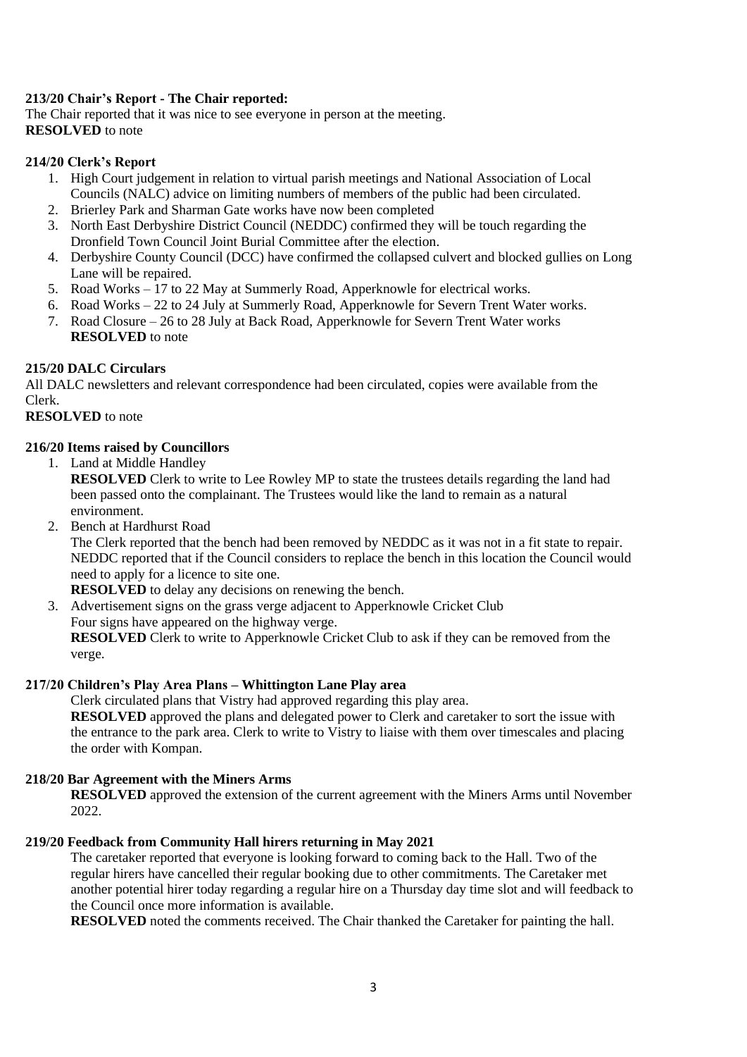**213/20 Chair's Report - The Chair reported:**

The Chair reported that it was nice to see everyone in person at the meeting.
**RESOLVED** to note

**214/20 Clerk's Report**

1. High Court judgement in relation to virtual parish meetings and National Association of Local Councils (NALC) advice on limiting numbers of members of the public had been circulated.
2. Brierley Park and Sharman Gate works have now been completed
3. North East Derbyshire District Council (NEDDC) confirmed they will be touch regarding the Dronfield Town Council Joint Burial Committee after the election.
4. Derbyshire County Council (DCC) have confirmed the collapsed culvert and blocked gullies on Long Lane will be repaired.
5. Road Works – 17 to 22 May at Summerly Road, Apperknowle for electrical works.
6. Road Works – 22 to 24 July at Summerly Road, Apperknowle for Severn Trent Water works.
7. Road Closure – 26 to 28 July at Back Road, Apperknowle for Severn Trent Water works
   **RESOLVED** to note

**215/20 DALC Circulars**

All DALC newsletters and relevant correspondence had been circulated, copies were available from the Clerk.
**RESOLVED** to note

**216/20 Items raised by Councillors**

1. Land at Middle Handley
   **RESOLVED** Clerk to write to Lee Rowley MP to state the trustees details regarding the land had been passed onto the complainant. The Trustees would like the land to remain as a natural environment.
2. Bench at Hardhurst Road
   The Clerk reported that the bench had been removed by NEDDC as it was not in a fit state to repair. NEDDC reported that if the Council considers to replace the bench in this location the Council would need to apply for a licence to site one.
   **RESOLVED** to delay any decisions on renewing the bench.
3. Advertisement signs on the grass verge adjacent to Apperknowle Cricket Club
   Four signs have appeared on the highway verge.
   **RESOLVED** Clerk to write to Apperknowle Cricket Club to ask if they can be removed from the verge.

**217/20 Children's Play Area Plans – Whittington Lane Play area**

Clerk circulated plans that Vistry had approved regarding this play area.
**RESOLVED** approved the plans and delegated power to Clerk and caretaker to sort the issue with the entrance to the park area. Clerk to write to Vistry to liaise with them over timescales and placing the order with Kompan.

**218/20 Bar Agreement with the Miners Arms**

**RESOLVED** approved the extension of the current agreement with the Miners Arms until November 2022.

**219/20 Feedback from Community Hall hirers returning in May 2021**

The caretaker reported that everyone is looking forward to coming back to the Hall. Two of the regular hirers have cancelled their regular booking due to other commitments. The Caretaker met another potential hirer today regarding a regular hire on a Thursday day time slot and will feedback to the Council once more information is available.
**RESOLVED** noted the comments received. The Chair thanked the Caretaker for painting the hall.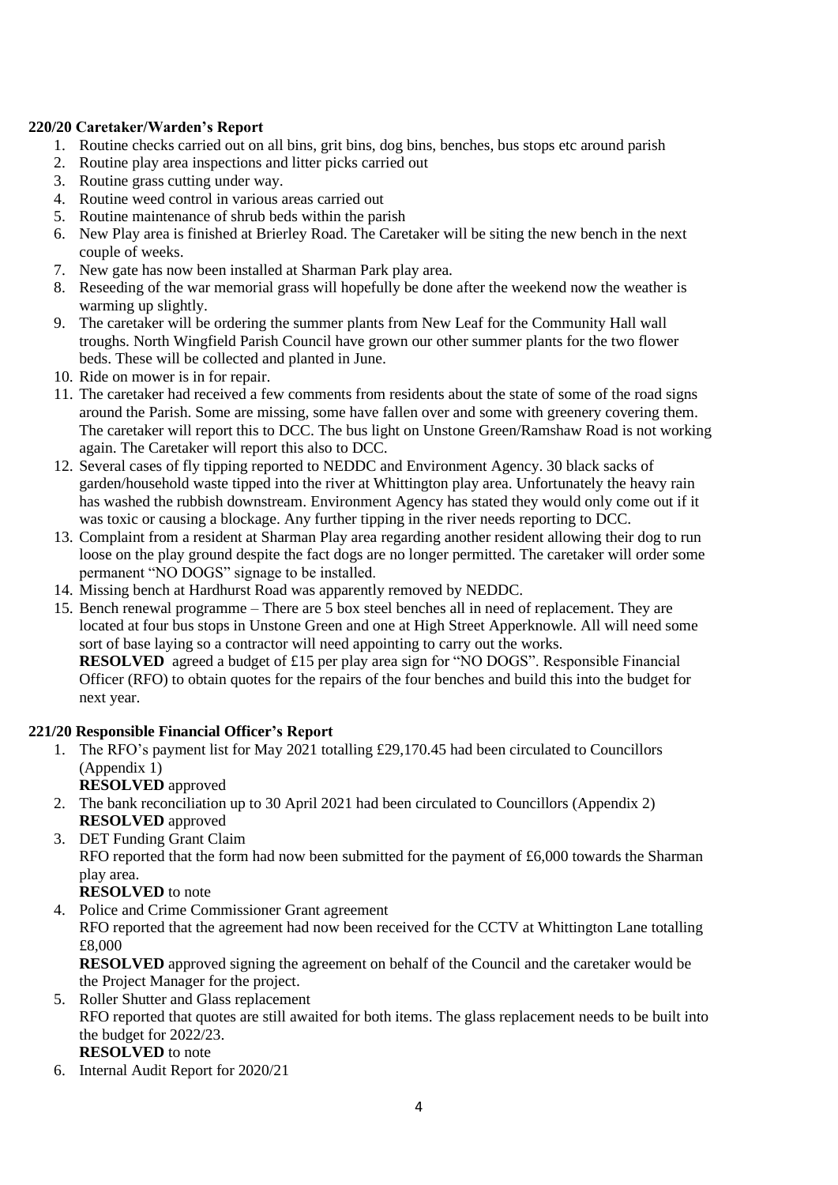**220/20 Caretaker/Warden's Report**

1. Routine checks carried out on all bins, grit bins, dog bins, benches, bus stops etc around parish
2. Routine play area inspections and litter picks carried out
3. Routine grass cutting under way.
4. Routine weed control in various areas carried out
5. Routine maintenance of shrub beds within the parish
6. New Play area is finished at Brierley Road. The Caretaker will be siting the new bench in the next couple of weeks.
7. New gate has now been installed at Sharman Park play area.
8. Reseeding of the war memorial grass will hopefully be done after the weekend now the weather is warming up slightly.
9. The caretaker will be ordering the summer plants from New Leaf for the Community Hall wall troughs. North Wingfield Parish Council have grown our other summer plants for the two flower beds. These will be collected and planted in June.
10. Ride on mower is in for repair.
11. The caretaker had received a few comments from residents about the state of some of the road signs around the Parish. Some are missing, some have fallen over and some with greenery covering them. The caretaker will report this to DCC. The bus light on Unstone Green/Ramshaw Road is not working again. The Caretaker will report this also to DCC.
12. Several cases of fly tipping reported to NEDDC and Environment Agency. 30 black sacks of garden/household waste tipped into the river at Whittington play area. Unfortunately the heavy rain has washed the rubbish downstream. Environment Agency has stated they would only come out if it was toxic or causing a blockage. Any further tipping in the river needs reporting to DCC.
13. Complaint from a resident at Sharman Play area regarding another resident allowing their dog to run loose on the play ground despite the fact dogs are no longer permitted. The caretaker will order some permanent "NO DOGS" signage to be installed.
14. Missing bench at Hardhurst Road was apparently removed by NEDDC.
15. Bench renewal programme – There are 5 box steel benches all in need of replacement. They are located at four bus stops in Unstone Green and one at High Street Apperknowle. All will need some sort of base laying so a contractor will need appointing to carry out the works.
    **RESOLVED** agreed a budget of £15 per play area sign for "NO DOGS". Responsible Financial Officer (RFO) to obtain quotes for the repairs of the four benches and build this into the budget for next year.

**221/20 Responsible Financial Officer's Report**

1. The RFO's payment list for May 2021 totalling £29,170.45 had been circulated to Councillors (Appendix 1)
   **RESOLVED** approved
2. The bank reconciliation up to 30 April 2021 had been circulated to Councillors (Appendix 2)
   **RESOLVED** approved
3. DET Funding Grant Claim
   RFO reported that the form had now been submitted for the payment of £6,000 towards the Sharman play area.
   **RESOLVED** to note
4. Police and Crime Commissioner Grant agreement
   RFO reported that the agreement had now been received for the CCTV at Whittington Lane totalling £8,000
   **RESOLVED** approved signing the agreement on behalf of the Council and the caretaker would be the Project Manager for the project.
5. Roller Shutter and Glass replacement
   RFO reported that quotes are still awaited for both items. The glass replacement needs to be built into the budget for 2022/23.
   **RESOLVED** to note
6. Internal Audit Report for 2020/21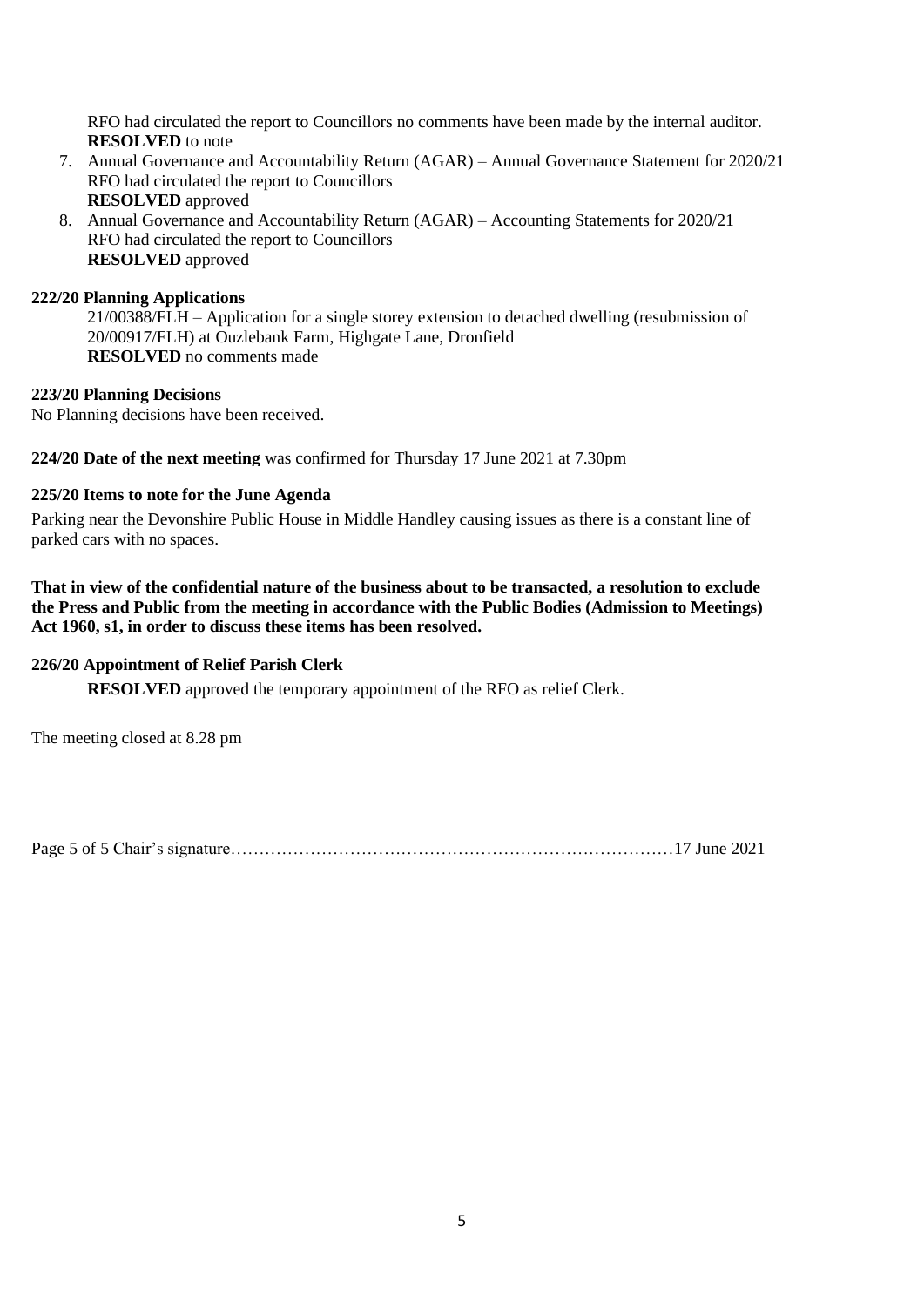RFO had circulated the report to Councillors no comments have been made by the internal auditor.
**RESOLVED** to note

7. Annual Governance and Accountability Return (AGAR) – Annual Governance Statement for 2020/21
   RFO had circulated the report to Councillors
   **RESOLVED** approved
8. Annual Governance and Accountability Return (AGAR) – Accounting Statements for 2020/21
   RFO had circulated the report to Councillors
   **RESOLVED** approved

**222/20 Planning Applications**

21/00388/FLH – Application for a single storey extension to detached dwelling (resubmission of 20/00917/FLH) at Ouzlebank Farm, Highgate Lane, Dronfield
**RESOLVED** no comments made

**223/20 Planning Decisions**

No Planning decisions have been received.

**224/20 Date of the next meeting** was confirmed for Thursday 17 June 2021 at 7.30pm

**225/20 Items to note for the June Agenda**

Parking near the Devonshire Public House in Middle Handley causing issues as there is a constant line of parked cars with no spaces.

**That in view of the confidential nature of the business about to be transacted, a resolution to exclude the Press and Public from the meeting in accordance with the Public Bodies (Admission to Meetings) Act 1960, s1, in order to discuss these items has been resolved.**

**226/20 Appointment of Relief Parish Clerk**

**RESOLVED** approved the temporary appointment of the RFO as relief Clerk.

The meeting closed at 8.28 pm

Chair's signature……………………………………………………………………17 June 2021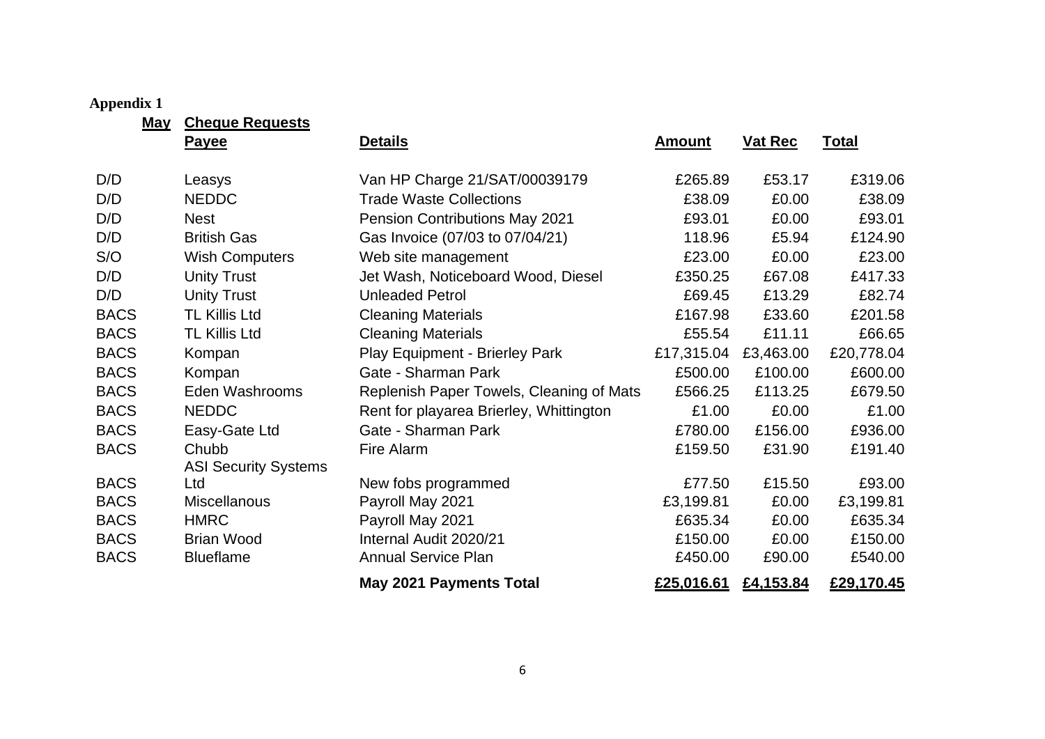**Appendix 1**

| May | Cheque Requests | | | | |
|---|---|---|---|---|---|
| | **Payee** | **Details** | **Amount** | **Vat Rec** | **Total** |
| D/D | Leasys | Van HP Charge 21/SAT/00039179 | £265.89 | £53.17 | £319.06 |
| D/D | NEDDC | Trade Waste Collections | £38.09 | £0.00 | £38.09 |
| D/D | Nest | Pension Contributions May 2021 | £93.01 | £0.00 | £93.01 |
| D/D | British Gas | Gas Invoice (07/03 to 07/04/21) | 118.96 | £5.94 | £124.90 |
| S/O | Wish Computers | Web site management | £23.00 | £0.00 | £23.00 |
| D/D | Unity Trust | Jet Wash, Noticeboard Wood, Diesel | £350.25 | £67.08 | £417.33 |
| D/D | Unity Trust | Unleaded Petrol | £69.45 | £13.29 | £82.74 |
| BACS | TL Killis Ltd | Cleaning Materials | £167.98 | £33.60 | £201.58 |
| BACS | TL Killis Ltd | Cleaning Materials | £55.54 | £11.11 | £66.65 |
| BACS | Kompan | Play Equipment - Brierley Park | £17,315.04 | £3,463.00 | £20,778.04 |
| BACS | Kompan | Gate - Sharman Park | £500.00 | £100.00 | £600.00 |
| BACS | Eden Washrooms | Replenish Paper Towels, Cleaning of Mats | £566.25 | £113.25 | £679.50 |
| BACS | NEDDC | Rent for playarea Brierley, Whittington | £1.00 | £0.00 | £1.00 |
| BACS | Easy-Gate Ltd | Gate - Sharman Park | £780.00 | £156.00 | £936.00 |
| BACS | Chubb | Fire Alarm | £159.50 | £31.90 | £191.40 |
| BACS | ASI Security Systems Ltd | New fobs programmed | £77.50 | £15.50 | £93.00 |
| BACS | Miscellanous | Payroll May 2021 | £3,199.81 | £0.00 | £3,199.81 |
| BACS | HMRC | Payroll May 2021 | £635.34 | £0.00 | £635.34 |
| BACS | Brian Wood | Internal Audit 2020/21 | £150.00 | £0.00 | £150.00 |
| BACS | Blueflame | Annual Service Plan | £450.00 | £90.00 | £540.00 |
| | | **May 2021 Payments Total** | **£25,016.61** | **£4,153.84** | **£29,170.45** |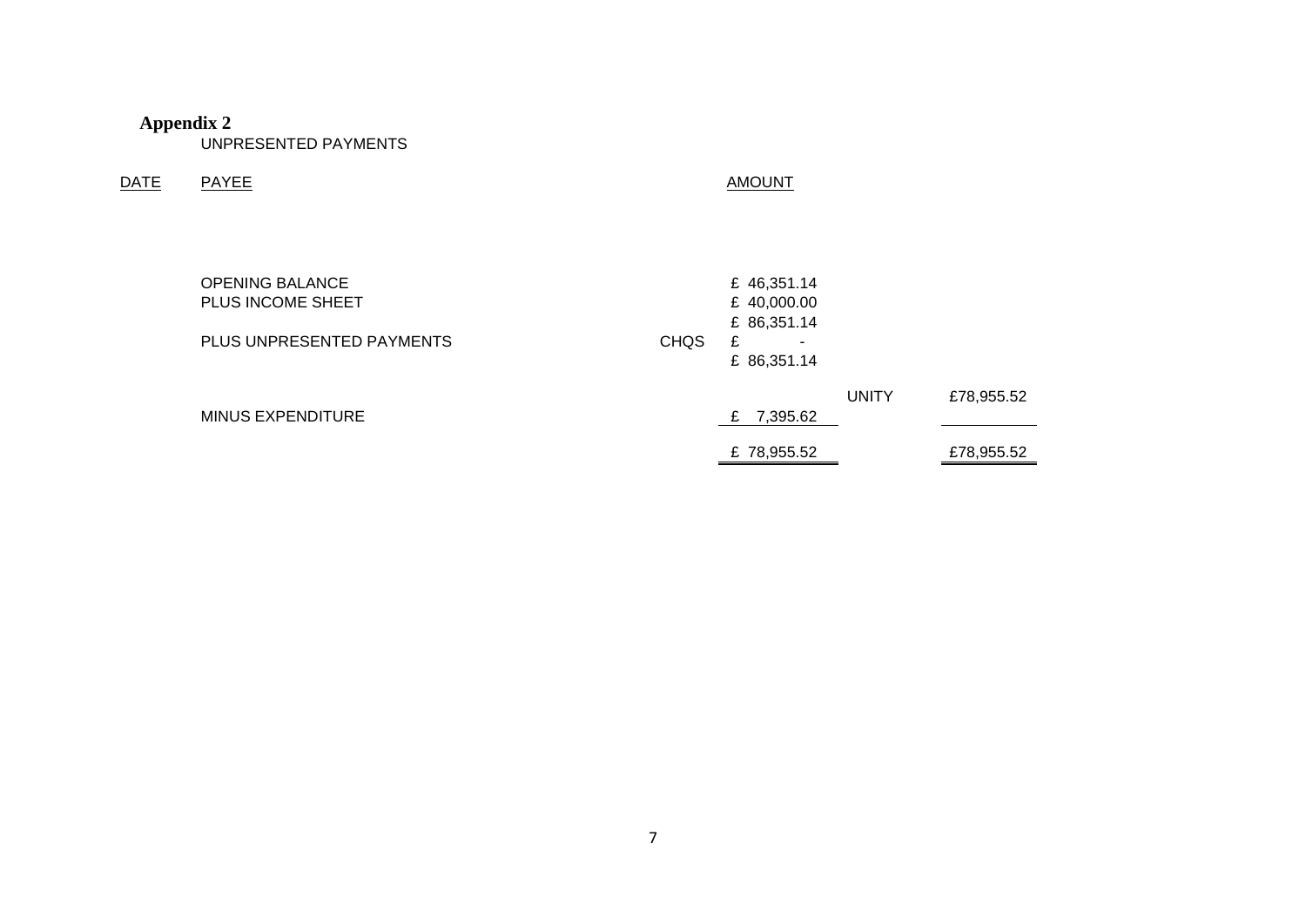**Appendix 2**

UNPRESENTED PAYMENTS

| DATE | PAYEE | | AMOUNT | | |
|---|---|---|---|---|---|
| | OPENING BALANCE | | £ 46,351.14 | | |
| | PLUS INCOME SHEET | | £ 40,000.00 | | |
| | | | £ 86,351.14 | | |
| | PLUS UNPRESENTED PAYMENTS | CHQS | £ - | | |
| | | | £ 86,351.14 | | |
| | | | | UNITY | £78,955.52 |
| | MINUS EXPENDITURE | | £ 7,395.62 | | |
| | | | £ 78,955.52 | | £78,955.52 |